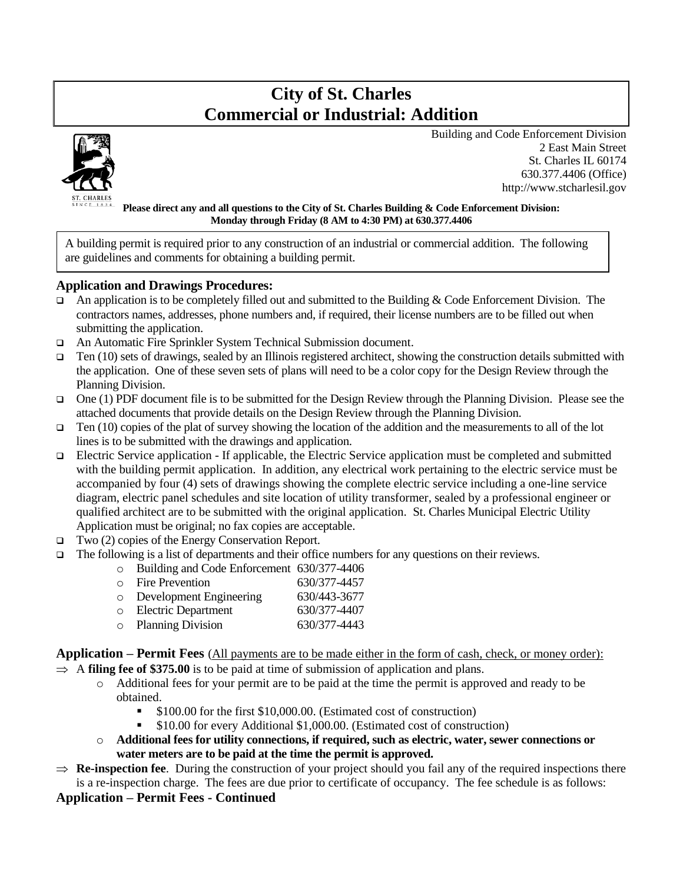# City of St. Charles
# Commercial or Industrial: Addition

Building and Code Enforcement Division
2 East Main Street
St. Charles IL 60174
630.377.4406 (Office)
http://www.stcharlesil.gov

**Please direct any and all questions to the City of St. Charles Building & Code Enforcement Division: Monday through Friday (8 AM to 4:30 PM) at 630.377.4406**

A building permit is required prior to any construction of an industrial or commercial addition. The following are guidelines and comments for obtaining a building permit.

### Application and Drawings Procedures:

- An application is to be completely filled out and submitted to the Building & Code Enforcement Division. The contractors names, addresses, phone numbers and, if required, their license numbers are to be filled out when submitting the application.
- An Automatic Fire Sprinkler System Technical Submission document.
- Ten (10) sets of drawings, sealed by an Illinois registered architect, showing the construction details submitted with the application. One of these seven sets of plans will need to be a color copy for the Design Review through the Planning Division.
- One (1) PDF document file is to be submitted for the Design Review through the Planning Division. Please see the attached documents that provide details on the Design Review through the Planning Division.
- Ten (10) copies of the plat of survey showing the location of the addition and the measurements to all of the lot lines is to be submitted with the drawings and application.
- Electric Service application - If applicable, the Electric Service application must be completed and submitted with the building permit application. In addition, any electrical work pertaining to the electric service must be accompanied by four (4) sets of drawings showing the complete electric service including a one-line service diagram, electric panel schedules and site location of utility transformer, sealed by a professional engineer or qualified architect are to be submitted with the original application. St. Charles Municipal Electric Utility Application must be original; no fax copies are acceptable.
- Two (2) copies of the Energy Conservation Report.
- The following is a list of departments and their office numbers for any questions on their reviews.
  - Building and Code Enforcement 630/377-4406
  - Fire Prevention 630/377-4457
  - Development Engineering 630/443-3677
  - Electric Department 630/377-4407
  - Planning Division 630/377-4443

### Application – Permit Fees (All payments are to be made either in the form of cash, check, or money order):

⇒ A **filing fee of $375.00** is to be paid at time of submission of application and plans.
  - Additional fees for your permit are to be paid at the time the permit is approved and ready to be obtained.
    - $100.00 for the first $10,000.00. (Estimated cost of construction)
    - $10.00 for every Additional $1,000.00. (Estimated cost of construction)
  - **Additional fees for utility connections, if required, such as electric, water, sewer connections or water meters are to be paid at the time the permit is approved.**

⇒ **Re-inspection fee**. During the construction of your project should you fail any of the required inspections there is a re-inspection charge. The fees are due prior to certificate of occupancy. The fee schedule is as follows:

### Application – Permit Fees - Continued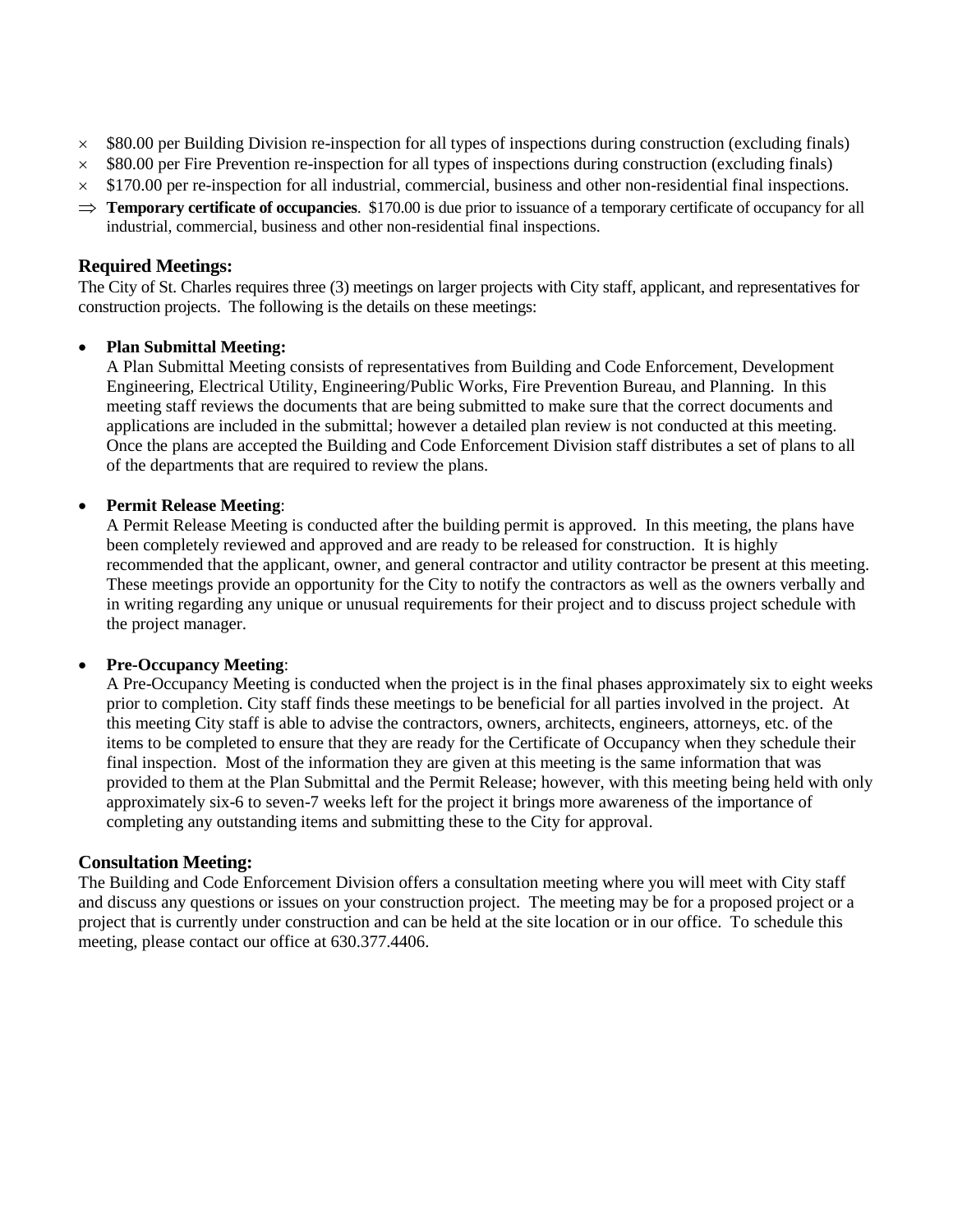- × $80.00 per Building Division re-inspection for all types of inspections during construction (excluding finals)
- × $80.00 per Fire Prevention re-inspection for all types of inspections during construction (excluding finals)
- × $170.00 per re-inspection for all industrial, commercial, business and other non-residential final inspections.
- ⇒ **Temporary certificate of occupancies**. $170.00 is due prior to issuance of a temporary certificate of occupancy for all industrial, commercial, business and other non-residential final inspections.

## Required Meetings:

The City of St. Charles requires three (3) meetings on larger projects with City staff, applicant, and representatives for construction projects. The following is the details on these meetings:

- **Plan Submittal Meeting:**
  A Plan Submittal Meeting consists of representatives from Building and Code Enforcement, Development Engineering, Electrical Utility, Engineering/Public Works, Fire Prevention Bureau, and Planning. In this meeting staff reviews the documents that are being submitted to make sure that the correct documents and applications are included in the submittal; however a detailed plan review is not conducted at this meeting. Once the plans are accepted the Building and Code Enforcement Division staff distributes a set of plans to all of the departments that are required to review the plans.

- **Permit Release Meeting**:
  A Permit Release Meeting is conducted after the building permit is approved. In this meeting, the plans have been completely reviewed and approved and are ready to be released for construction. It is highly recommended that the applicant, owner, and general contractor and utility contractor be present at this meeting. These meetings provide an opportunity for the City to notify the contractors as well as the owners verbally and in writing regarding any unique or unusual requirements for their project and to discuss project schedule with the project manager.

- **Pre-Occupancy Meeting**:
  A Pre-Occupancy Meeting is conducted when the project is in the final phases approximately six to eight weeks prior to completion. City staff finds these meetings to be beneficial for all parties involved in the project. At this meeting City staff is able to advise the contractors, owners, architects, engineers, attorneys, etc. of the items to be completed to ensure that they are ready for the Certificate of Occupancy when they schedule their final inspection. Most of the information they are given at this meeting is the same information that was provided to them at the Plan Submittal and the Permit Release; however, with this meeting being held with only approximately six-6 to seven-7 weeks left for the project it brings more awareness of the importance of completing any outstanding items and submitting these to the City for approval.

## Consultation Meeting:

The Building and Code Enforcement Division offers a consultation meeting where you will meet with City staff and discuss any questions or issues on your construction project. The meeting may be for a proposed project or a project that is currently under construction and can be held at the site location or in our office. To schedule this meeting, please contact our office at 630.377.4406.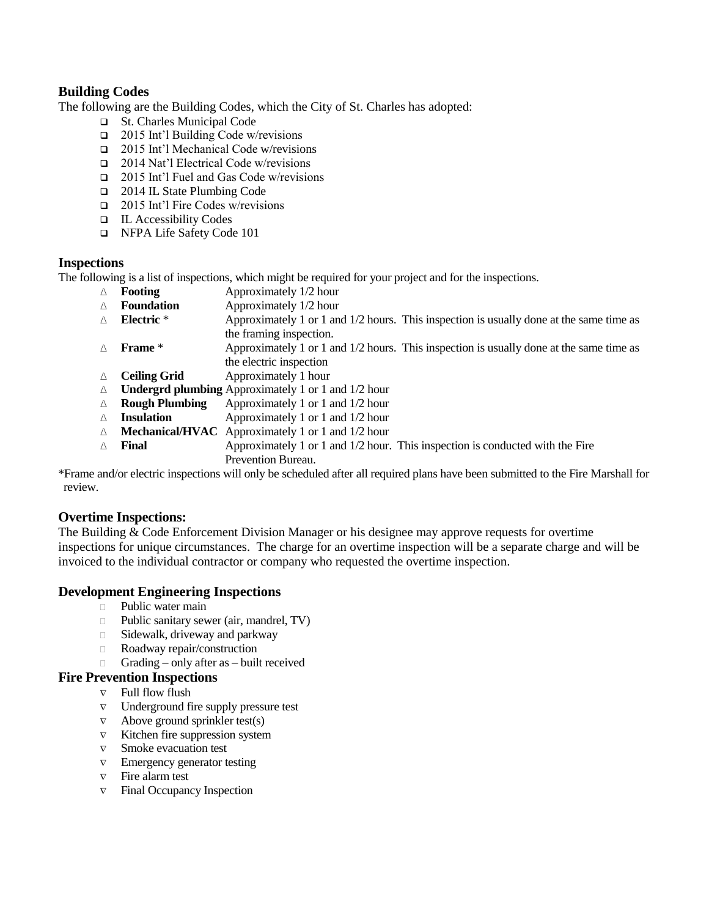## Building Codes

The following are the Building Codes, which the City of St. Charles has adopted:

- St. Charles Municipal Code
- 2015 Int'l Building Code w/revisions
- 2015 Int'l Mechanical Code w/revisions
- 2014 Nat'l Electrical Code w/revisions
- 2015 Int'l Fuel and Gas Code w/revisions
- 2014 IL State Plumbing Code
- 2015 Int'l Fire Codes w/revisions
- IL Accessibility Codes
- NFPA Life Safety Code 101

## Inspections

The following is a list of inspections, which might be required for your project and for the inspections.

- **Footing** Approximately 1/2 hour
- **Foundation** Approximately 1/2 hour
- **Electric** * Approximately 1 or 1 and 1/2 hours. This inspection is usually done at the same time as the framing inspection.
- **Frame** * Approximately 1 or 1 and 1/2 hours. This inspection is usually done at the same time as the electric inspection
- **Ceiling Grid** Approximately 1 hour
- **Undergrd plumbing** Approximately 1 or 1 and 1/2 hour
- **Rough Plumbing** Approximately 1 or 1 and 1/2 hour
- **Insulation** Approximately 1 or 1 and 1/2 hour
- **Mechanical/HVAC** Approximately 1 or 1 and 1/2 hour
- **Final** Approximately 1 or 1 and 1/2 hour. This inspection is conducted with the Fire Prevention Bureau.

*Frame and/or electric inspections will only be scheduled after all required plans have been submitted to the Fire Marshall for review.

## Overtime Inspections:

The Building & Code Enforcement Division Manager or his designee may approve requests for overtime inspections for unique circumstances. The charge for an overtime inspection will be a separate charge and will be invoiced to the individual contractor or company who requested the overtime inspection.

## Development Engineering Inspections

- Public water main
- Public sanitary sewer (air, mandrel, TV)
- Sidewalk, driveway and parkway
- Roadway repair/construction
- Grading – only after as – built received

## Fire Prevention Inspections

- Full flow flush
- Underground fire supply pressure test
- Above ground sprinkler test(s)
- Kitchen fire suppression system
- Smoke evacuation test
- Emergency generator testing
- Fire alarm test
- Final Occupancy Inspection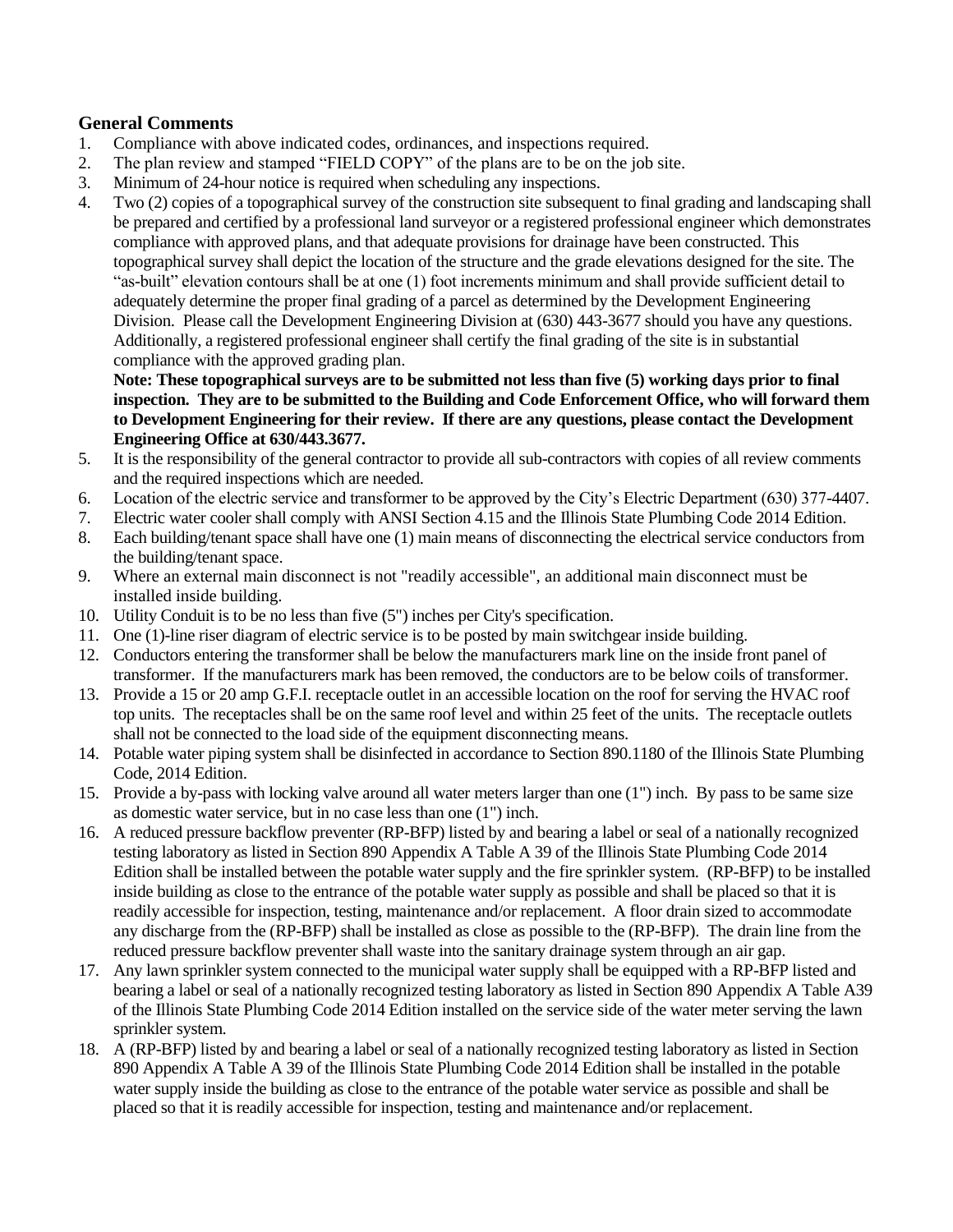## General Comments

1. Compliance with above indicated codes, ordinances, and inspections required.
2. The plan review and stamped "FIELD COPY" of the plans are to be on the job site.
3. Minimum of 24-hour notice is required when scheduling any inspections.
4. Two (2) copies of a topographical survey of the construction site subsequent to final grading and landscaping shall be prepared and certified by a professional land surveyor or a registered professional engineer which demonstrates compliance with approved plans, and that adequate provisions for drainage have been constructed. This topographical survey shall depict the location of the structure and the grade elevations designed for the site. The "as-built" elevation contours shall be at one (1) foot increments minimum and shall provide sufficient detail to adequately determine the proper final grading of a parcel as determined by the Development Engineering Division. Please call the Development Engineering Division at (630) 443-3677 should you have any questions. Additionally, a registered professional engineer shall certify the final grading of the site is in substantial compliance with the approved grading plan.
   **Note: These topographical surveys are to be submitted not less than five (5) working days prior to final inspection. They are to be submitted to the Building and Code Enforcement Office, who will forward them to Development Engineering for their review. If there are any questions, please contact the Development Engineering Office at 630/443.3677.**
5. It is the responsibility of the general contractor to provide all sub-contractors with copies of all review comments and the required inspections which are needed.
6. Location of the electric service and transformer to be approved by the City's Electric Department (630) 377-4407.
7. Electric water cooler shall comply with ANSI Section 4.15 and the Illinois State Plumbing Code 2014 Edition.
8. Each building/tenant space shall have one (1) main means of disconnecting the electrical service conductors from the building/tenant space.
9. Where an external main disconnect is not "readily accessible", an additional main disconnect must be installed inside building.
10. Utility Conduit is to be no less than five (5") inches per City's specification.
11. One (1)-line riser diagram of electric service is to be posted by main switchgear inside building.
12. Conductors entering the transformer shall be below the manufacturers mark line on the inside front panel of transformer. If the manufacturers mark has been removed, the conductors are to be below coils of transformer.
13. Provide a 15 or 20 amp G.F.I. receptacle outlet in an accessible location on the roof for serving the HVAC roof top units. The receptacles shall be on the same roof level and within 25 feet of the units. The receptacle outlets shall not be connected to the load side of the equipment disconnecting means.
14. Potable water piping system shall be disinfected in accordance to Section 890.1180 of the Illinois State Plumbing Code, 2014 Edition.
15. Provide a by-pass with locking valve around all water meters larger than one (1") inch. By pass to be same size as domestic water service, but in no case less than one (1") inch.
16. A reduced pressure backflow preventer (RP-BFP) listed by and bearing a label or seal of a nationally recognized testing laboratory as listed in Section 890 Appendix A Table A 39 of the Illinois State Plumbing Code 2014 Edition shall be installed between the potable water supply and the fire sprinkler system. (RP-BFP) to be installed inside building as close to the entrance of the potable water supply as possible and shall be placed so that it is readily accessible for inspection, testing, maintenance and/or replacement. A floor drain sized to accommodate any discharge from the (RP-BFP) shall be installed as close as possible to the (RP-BFP). The drain line from the reduced pressure backflow preventer shall waste into the sanitary drainage system through an air gap.
17. Any lawn sprinkler system connected to the municipal water supply shall be equipped with a RP-BFP listed and bearing a label or seal of a nationally recognized testing laboratory as listed in Section 890 Appendix A Table A39 of the Illinois State Plumbing Code 2014 Edition installed on the service side of the water meter serving the lawn sprinkler system.
18. A (RP-BFP) listed by and bearing a label or seal of a nationally recognized testing laboratory as listed in Section 890 Appendix A Table A 39 of the Illinois State Plumbing Code 2014 Edition shall be installed in the potable water supply inside the building as close to the entrance of the potable water service as possible and shall be placed so that it is readily accessible for inspection, testing and maintenance and/or replacement.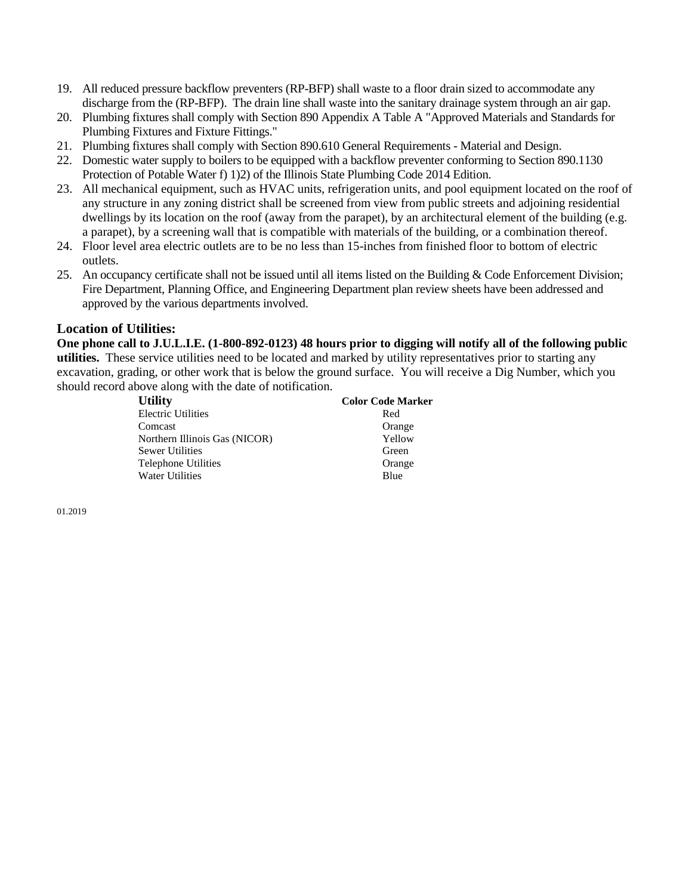19. All reduced pressure backflow preventers (RP-BFP) shall waste to a floor drain sized to accommodate any discharge from the (RP-BFP). The drain line shall waste into the sanitary drainage system through an air gap.
20. Plumbing fixtures shall comply with Section 890 Appendix A Table A "Approved Materials and Standards for Plumbing Fixtures and Fixture Fittings."
21. Plumbing fixtures shall comply with Section 890.610 General Requirements - Material and Design.
22. Domestic water supply to boilers to be equipped with a backflow preventer conforming to Section 890.1130 Protection of Potable Water f) 1)2) of the Illinois State Plumbing Code 2014 Edition.
23. All mechanical equipment, such as HVAC units, refrigeration units, and pool equipment located on the roof of any structure in any zoning district shall be screened from view from public streets and adjoining residential dwellings by its location on the roof (away from the parapet), by an architectural element of the building (e.g. a parapet), by a screening wall that is compatible with materials of the building, or a combination thereof.
24. Floor level area electric outlets are to be no less than 15-inches from finished floor to bottom of electric outlets.
25. An occupancy certificate shall not be issued until all items listed on the Building & Code Enforcement Division; Fire Department, Planning Office, and Engineering Department plan review sheets have been addressed and approved by the various departments involved.

## Location of Utilities:

**One phone call to J.U.L.I.E. (1-800-892-0123) 48 hours prior to digging will notify all of the following public utilities.** These service utilities need to be located and marked by utility representatives prior to starting any excavation, grading, or other work that is below the ground surface. You will receive a Dig Number, which you should record above along with the date of notification.

| Utility | Color Code Marker |
|---|---|
| Electric Utilities | Red |
| Comcast | Orange |
| Northern Illinois Gas (NICOR) | Yellow |
| Sewer Utilities | Green |
| Telephone Utilities | Orange |
| Water Utilities | Blue |

01.2019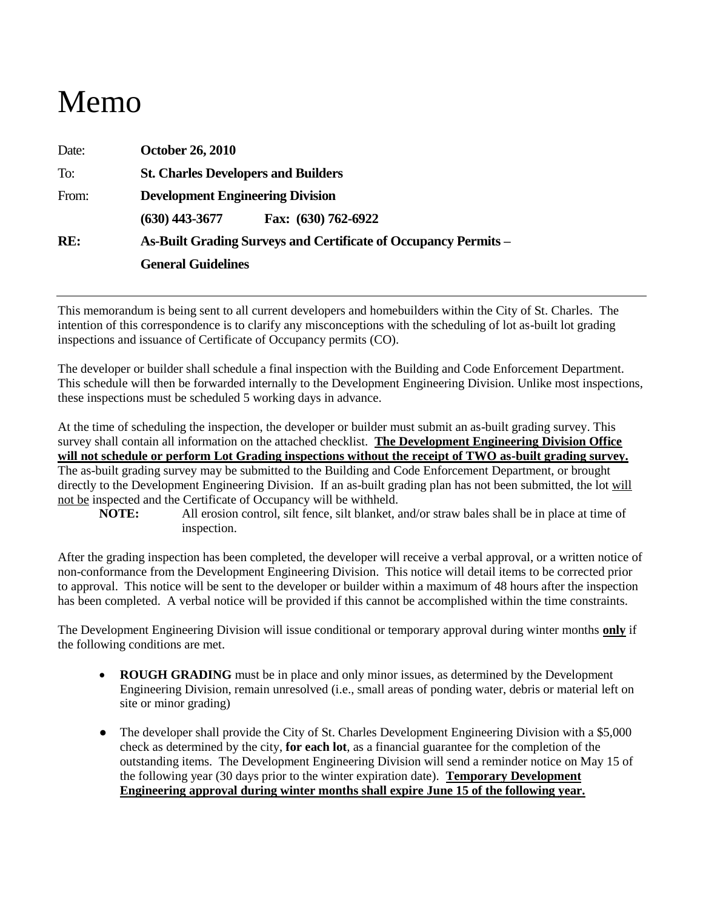# Memo

| | |
|---|---|
| Date: | **October 26, 2010** |
| To: | **St. Charles Developers and Builders** |
| From: | **Development Engineering Division** |
| | **(630) 443-3677          Fax: (630) 762-6922** |
| **RE:** | **As-Built Grading Surveys and Certificate of Occupancy Permits – General Guidelines** |

---

This memorandum is being sent to all current developers and homebuilders within the City of St. Charles. The intention of this correspondence is to clarify any misconceptions with the scheduling of lot as-built lot grading inspections and issuance of Certificate of Occupancy permits (CO).

The developer or builder shall schedule a final inspection with the Building and Code Enforcement Department. This schedule will then be forwarded internally to the Development Engineering Division. Unlike most inspections, these inspections must be scheduled 5 working days in advance.

At the time of scheduling the inspection, the developer or builder must submit an as-built grading survey. This survey shall contain all information on the attached checklist. **<u>The Development Engineering Division Office will not schedule or perform Lot Grading inspections without the receipt of TWO as-built grading survey.</u>** The as-built grading survey may be submitted to the Building and Code Enforcement Department, or brought directly to the Development Engineering Division. If an as-built grading plan has not been submitted, the lot <u>will not be</u> inspected and the Certificate of Occupancy will be withheld.

> **NOTE:** All erosion control, silt fence, silt blanket, and/or straw bales shall be in place at time of inspection.

After the grading inspection has been completed, the developer will receive a verbal approval, or a written notice of non-conformance from the Development Engineering Division. This notice will detail items to be corrected prior to approval. This notice will be sent to the developer or builder within a maximum of 48 hours after the inspection has been completed. A verbal notice will be provided if this cannot be accomplished within the time constraints.

The Development Engineering Division will issue conditional or temporary approval during winter months **<u>only</u>** if the following conditions are met.

- **ROUGH GRADING** must be in place and only minor issues, as determined by the Development Engineering Division, remain unresolved (i.e., small areas of ponding water, debris or material left on site or minor grading)

- The developer shall provide the City of St. Charles Development Engineering Division with a $5,000 check as determined by the city, **for each lot**, as a financial guarantee for the completion of the outstanding items. The Development Engineering Division will send a reminder notice on May 15 of the following year (30 days prior to the winter expiration date). **<u>Temporary Development Engineering approval during winter months shall expire June 15 of the following year.</u>**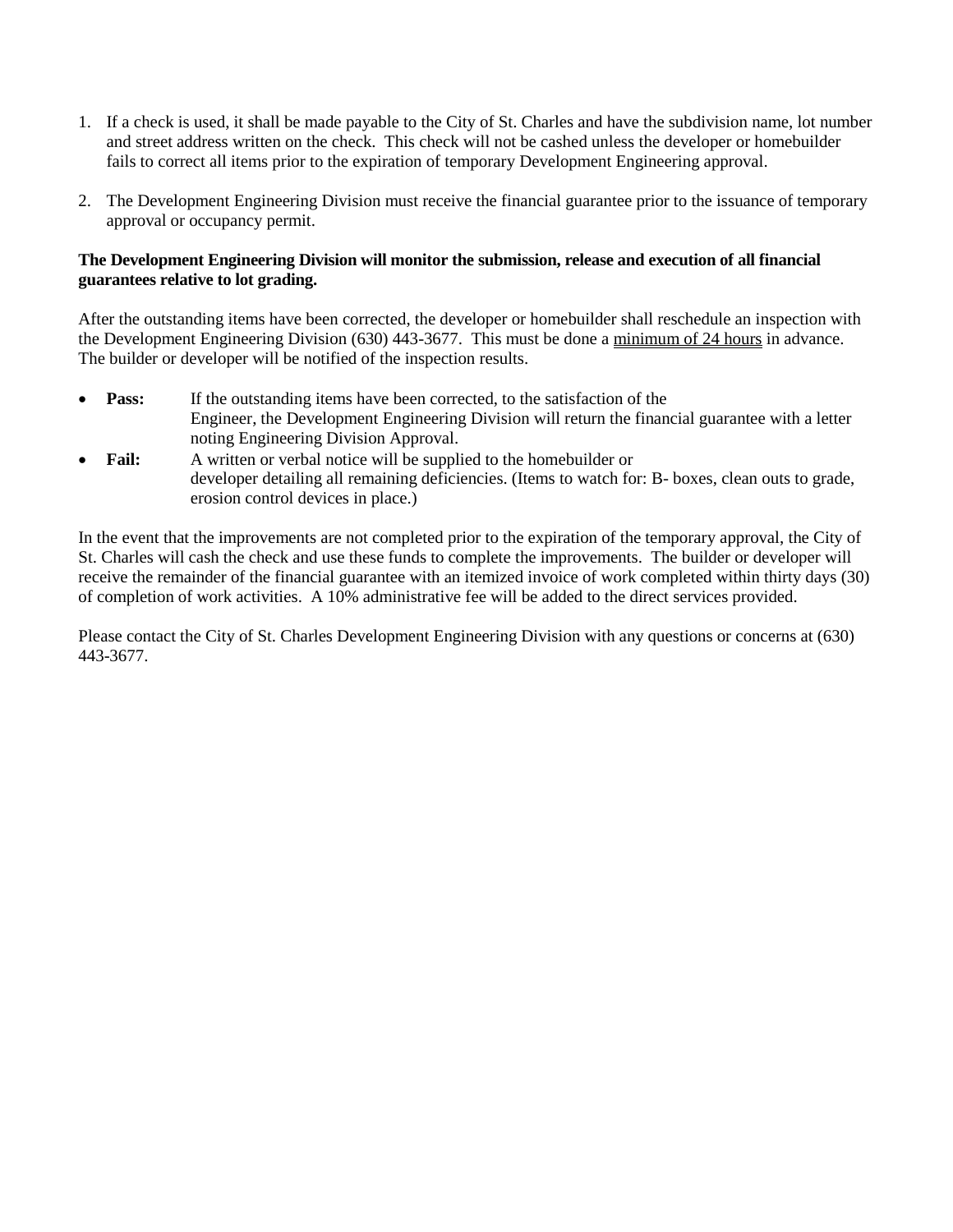1. If a check is used, it shall be made payable to the City of St. Charles and have the subdivision name, lot number and street address written on the check. This check will not be cashed unless the developer or homebuilder fails to correct all items prior to the expiration of temporary Development Engineering approval.

2. The Development Engineering Division must receive the financial guarantee prior to the issuance of temporary approval or occupancy permit.

**The Development Engineering Division will monitor the submission, release and execution of all financial guarantees relative to lot grading.**

After the outstanding items have been corrected, the developer or homebuilder shall reschedule an inspection with the Development Engineering Division (630) 443-3677. This must be done a <u>minimum of 24 hours</u> in advance. The builder or developer will be notified of the inspection results.

- **Pass:** If the outstanding items have been corrected, to the satisfaction of the Engineer, the Development Engineering Division will return the financial guarantee with a letter noting Engineering Division Approval.
- **Fail:** A written or verbal notice will be supplied to the homebuilder or developer detailing all remaining deficiencies. (Items to watch for: B- boxes, clean outs to grade, erosion control devices in place.)

In the event that the improvements are not completed prior to the expiration of the temporary approval, the City of St. Charles will cash the check and use these funds to complete the improvements. The builder or developer will receive the remainder of the financial guarantee with an itemized invoice of work completed within thirty days (30) of completion of work activities. A 10% administrative fee will be added to the direct services provided.

Please contact the City of St. Charles Development Engineering Division with any questions or concerns at (630) 443-3677.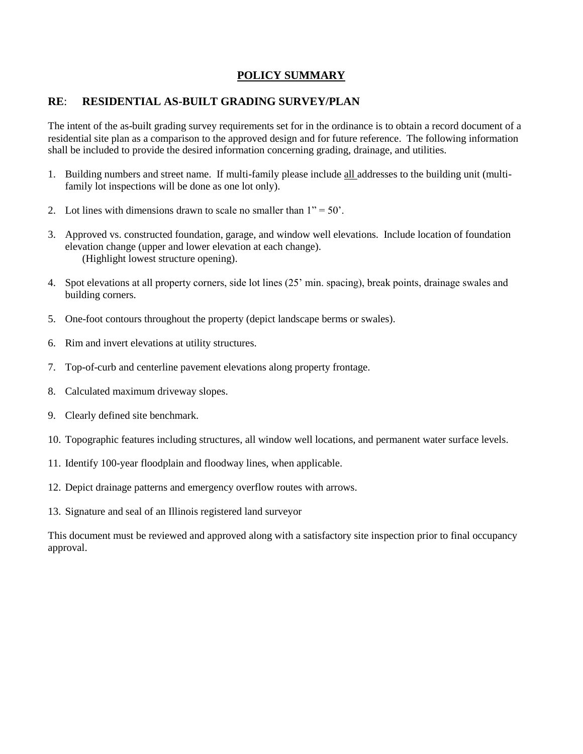## POLICY SUMMARY

**RE: RESIDENTIAL AS-BUILT GRADING SURVEY/PLAN**

The intent of the as-built grading survey requirements set for in the ordinance is to obtain a record document of a residential site plan as a comparison to the approved design and for future reference. The following information shall be included to provide the desired information concerning grading, drainage, and utilities.

1. Building numbers and street name. If multi-family please include all addresses to the building unit (multi-family lot inspections will be done as one lot only).
2. Lot lines with dimensions drawn to scale no smaller than 1" = 50'.
3. Approved vs. constructed foundation, garage, and window well elevations. Include location of foundation elevation change (upper and lower elevation at each change).
   (Highlight lowest structure opening).
4. Spot elevations at all property corners, side lot lines (25' min. spacing), break points, drainage swales and building corners.
5. One-foot contours throughout the property (depict landscape berms or swales).
6. Rim and invert elevations at utility structures.
7. Top-of-curb and centerline pavement elevations along property frontage.
8. Calculated maximum driveway slopes.
9. Clearly defined site benchmark.
10. Topographic features including structures, all window well locations, and permanent water surface levels.
11. Identify 100-year floodplain and floodway lines, when applicable.
12. Depict drainage patterns and emergency overflow routes with arrows.
13. Signature and seal of an Illinois registered land surveyor

This document must be reviewed and approved along with a satisfactory site inspection prior to final occupancy approval.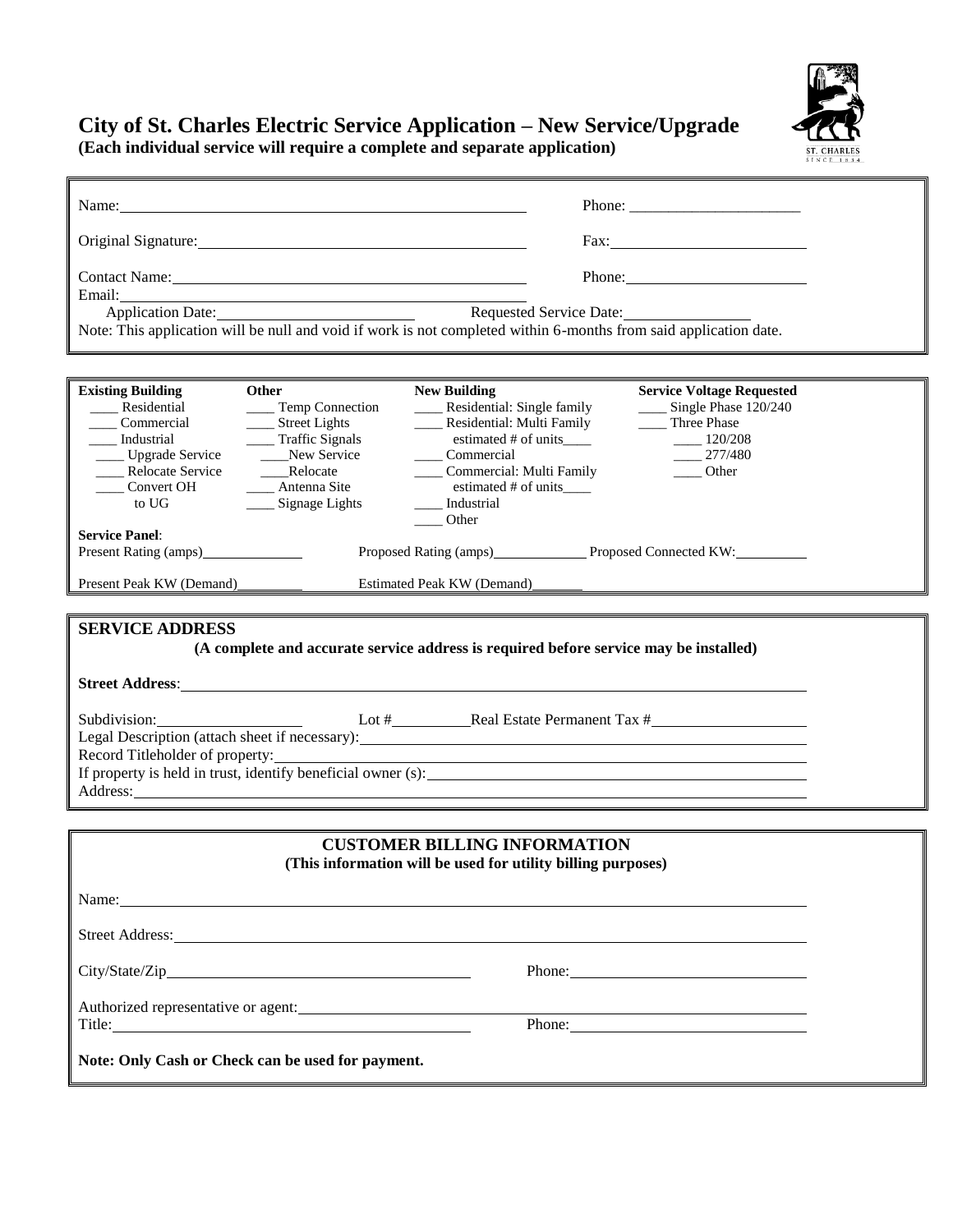# City of St. Charles Electric Service Application – New Service/Upgrade

**(Each individual service will require a complete and separate application)**

Name: ______________________________ Phone: ______________________

Original Signature: ______________________________ Fax: ______________________

Contact Name: ______________________________ Phone: ______________________

Email: ______________________________

Application Date: ______________________ Requested Service Date: ______________________

Note: This application will be null and void if work is not completed within 6-months from said application date.

| Existing Building | Other | New Building | Service Voltage Requested |
|---|---|---|---|
| ____ Residential | ____ Temp Connection | ____ Residential: Single family | ____ Single Phase 120/240 |
| ____ Commercial | ____ Street Lights | ____ Residential: Multi Family | ____ Three Phase |
| ____ Industrial | ____ Traffic Signals | estimated # of units____ | ____ 120/208 |
| ____ Upgrade Service | ____New Service | ____ Commercial | ____ 277/480 |
| ____ Relocate Service | ____Relocate | ____ Commercial: Multi Family | ____ Other |
| ____ Convert OH to UG | ____ Antenna Site | estimated # of units____ | |
| | ____ Signage Lights | ____ Industrial | |
| | | ____ Other | |

**Service Panel**:

Present Rating (amps)____________ Proposed Rating (amps)____________ Proposed Connected KW:____________

Present Peak KW (Demand)____________ Estimated Peak KW (Demand)____________

## SERVICE ADDRESS

**(A complete and accurate service address is required before service may be installed)**

**Street Address**: ______________________________

Subdivision: ____________ Lot #____________ Real Estate Permanent Tax # ____________

Legal Description (attach sheet if necessary): ______________________________

Record Titleholder of property: ______________________________

If property is held in trust, identify beneficial owner (s): ______________________________

Address: ______________________________

## CUSTOMER BILLING INFORMATION

**(This information will be used for utility billing purposes)**

Name: ______________________________

Street Address: ______________________________

City/State/Zip ______________________________ Phone: ______________________

Authorized representative or agent: ______________________________

Title: ______________________________ Phone: ______________________

**Note: Only Cash or Check can be used for payment.**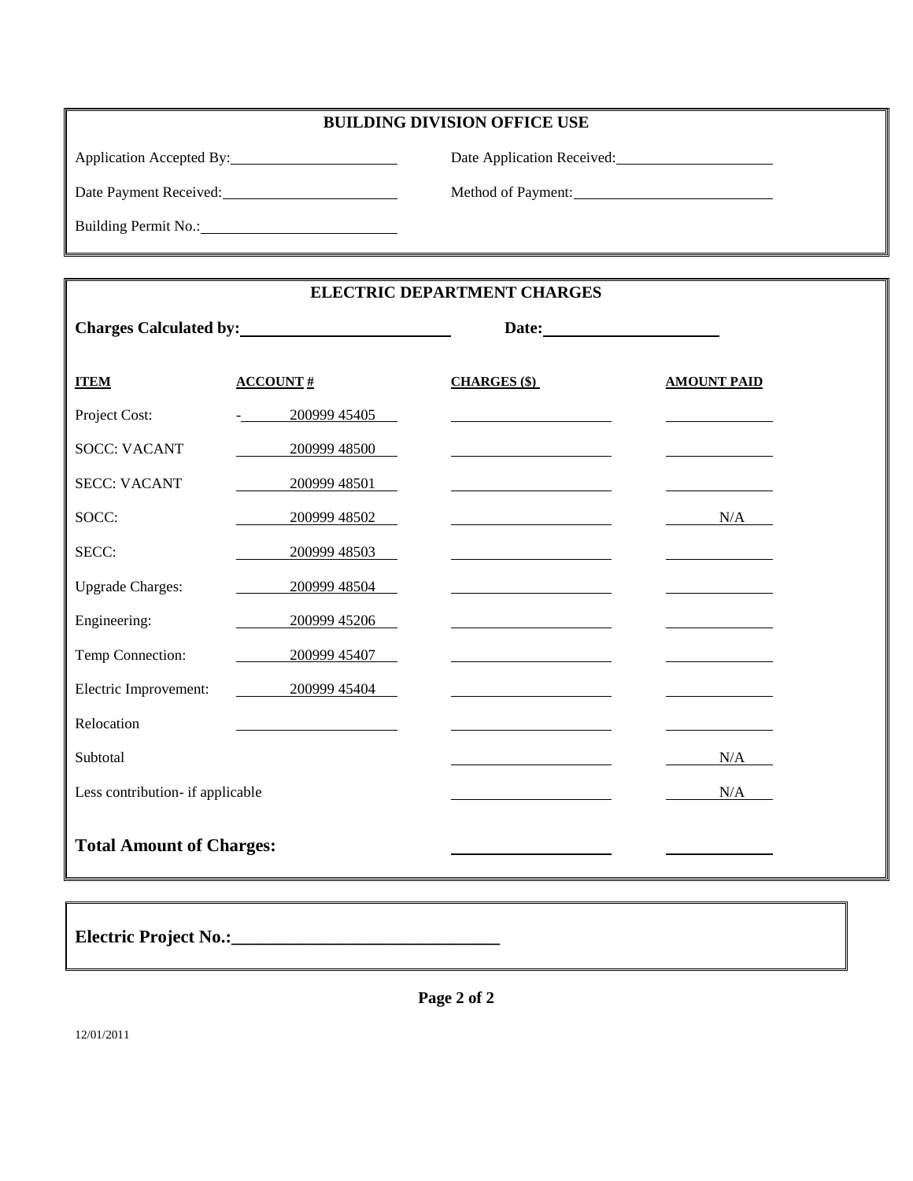## BUILDING DIVISION OFFICE USE

Application Accepted By: \_\_\_\_\_\_\_\_\_\_\_\_\_\_\_\_\_\_\_\_ Date Application Received: \_\_\_\_\_\_\_\_\_\_\_\_\_\_\_\_\_\_\_\_

Date Payment Received: \_\_\_\_\_\_\_\_\_\_\_\_\_\_\_\_\_\_\_\_ Method of Payment: \_\_\_\_\_\_\_\_\_\_\_\_\_\_\_\_\_\_\_\_

Building Permit No.: \_\_\_\_\_\_\_\_\_\_\_\_\_\_\_\_\_\_\_\_

## ELECTRIC DEPARTMENT CHARGES

**Charges Calculated by:** \_\_\_\_\_\_\_\_\_\_\_\_\_\_\_\_\_\_\_\_ **Date:** \_\_\_\_\_\_\_\_\_\_\_\_\_\_\_\_\_\_\_\_

| ITEM | ACCOUNT # | CHARGES ($) | AMOUNT PAID |
|---|---|---|---|
| Project Cost: | - 200999 45405 | | |
| SOCC: VACANT | 200999 48500 | | |
| SECC: VACANT | 200999 48501 | | |
| SOCC: | 200999 48502 | | N/A |
| SECC: | 200999 48503 | | |
| Upgrade Charges: | 200999 48504 | | |
| Engineering: | 200999 45206 | | |
| Temp Connection: | 200999 45407 | | |
| Electric Improvement: | 200999 45404 | | |
| Relocation | | | |
| Subtotal | | | N/A |
| Less contribution- if applicable | | | N/A |
| **Total Amount of Charges:** | | | |

**Electric Project No.:\_\_\_\_\_\_\_\_\_\_\_\_\_\_\_\_\_\_\_\_\_\_\_\_\_\_\_\_\_\_**

12/01/2011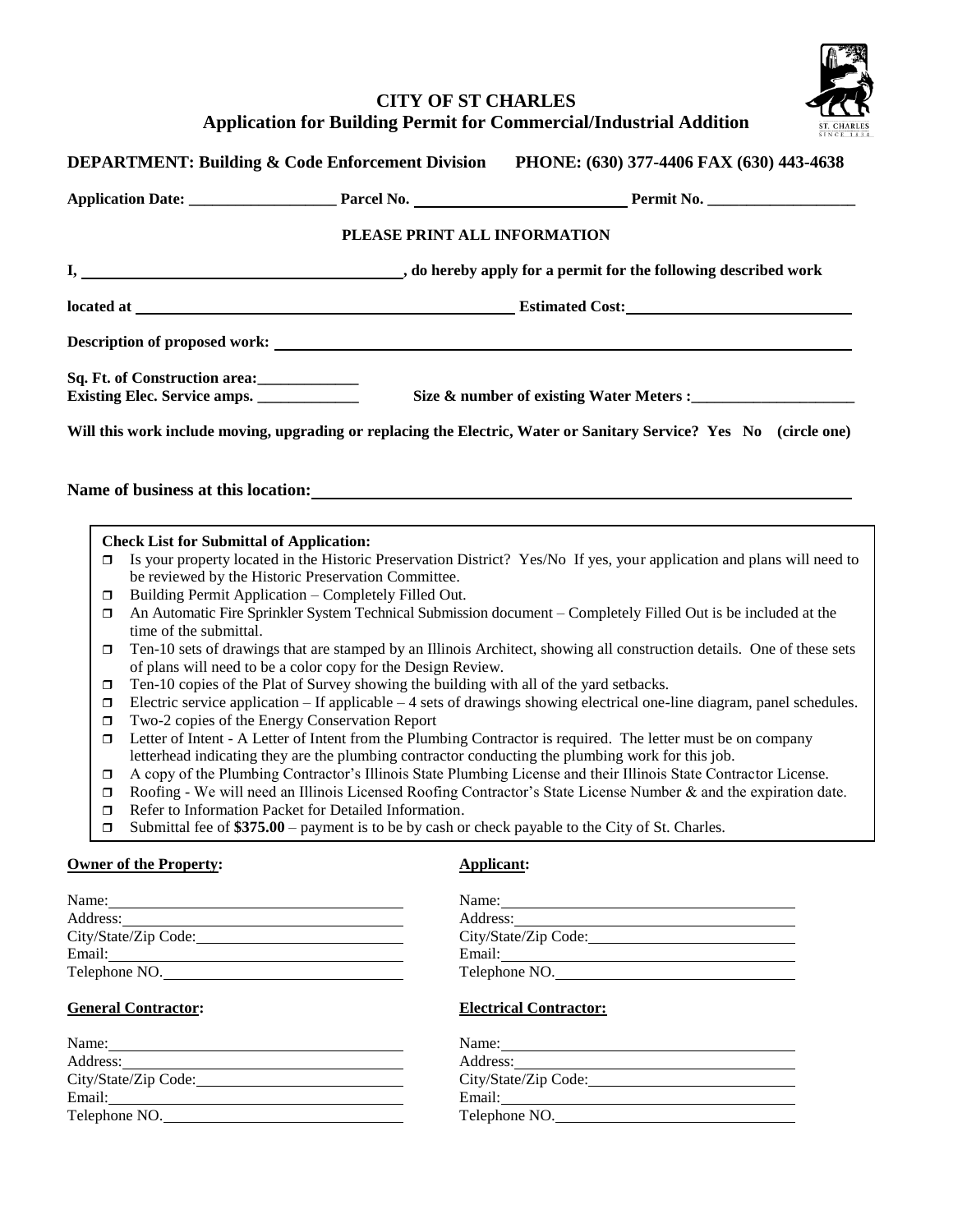# CITY OF ST CHARLES
## Application for Building Permit for Commercial/Industrial Addition

**DEPARTMENT: Building & Code Enforcement Division PHONE: (630) 377-4406 FAX (630) 443-4638**

**Application Date:** ___________________ **Parcel No.** ___________________________ **Permit No.** ___________________

**PLEASE PRINT ALL INFORMATION**

**I,** ________________________________________**, do hereby apply for a permit for the following described work**

**located at** ________________________________________________ **Estimated Cost:** ____________________________

**Description of proposed work:** ________________________________________________________________________

**Sq. Ft. of Construction area:** _____________

**Existing Elec. Service amps.** _____________ **Size & number of existing Water Meters :** _____________________

**Will this work include moving, upgrading or replacing the Electric, Water or Sanitary Service? Yes No (circle one)**

**Name of business at this location:** ______________________________________________________________

**Check List for Submittal of Application:**

- ☐ Is your property located in the Historic Preservation District? Yes/No If yes, your application and plans will need to be reviewed by the Historic Preservation Committee.
- ☐ Building Permit Application – Completely Filled Out.
- ☐ An Automatic Fire Sprinkler System Technical Submission document – Completely Filled Out is be included at the time of the submittal.
- ☐ Ten-10 sets of drawings that are stamped by an Illinois Architect, showing all construction details. One of these sets of plans will need to be a color copy for the Design Review.
- ☐ Ten-10 copies of the Plat of Survey showing the building with all of the yard setbacks.
- ☐ Electric service application – If applicable – 4 sets of drawings showing electrical one-line diagram, panel schedules.
- ☐ Two-2 copies of the Energy Conservation Report
- ☐ Letter of Intent - A Letter of Intent from the Plumbing Contractor is required. The letter must be on company letterhead indicating they are the plumbing contractor conducting the plumbing work for this job.
- ☐ A copy of the Plumbing Contractor's Illinois State Plumbing License and their Illinois State Contractor License.
- ☐ Roofing - We will need an Illinois Licensed Roofing Contractor's State License Number & and the expiration date.
- ☐ Refer to Information Packet for Detailed Information.
- ☐ Submittal fee of **$375.00** – payment is to be by cash or check payable to the City of St. Charles.

**Owner of the Property:**

Name: ______________________________
Address: ______________________________
City/State/Zip Code: ______________________________
Email: ______________________________
Telephone NO. ______________________________

**Applicant:**

Name: ______________________________
Address: ______________________________
City/State/Zip Code: ______________________________
Email: ______________________________
Telephone NO. ______________________________

**General Contractor:**

Name: ______________________________
Address: ______________________________
City/State/Zip Code: ______________________________
Email: ______________________________
Telephone NO. ______________________________

**Electrical Contractor:**

Name: ______________________________
Address: ______________________________
City/State/Zip Code: ______________________________
Email: ______________________________
Telephone NO. ______________________________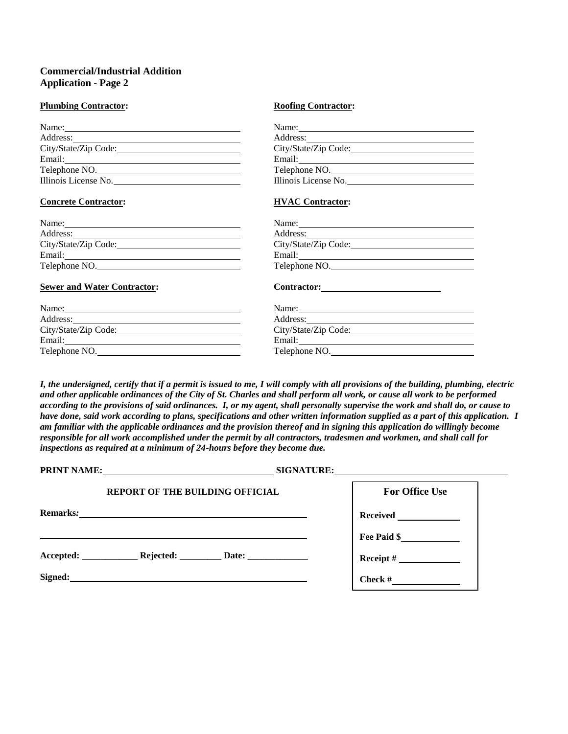**Commercial/Industrial Addition**
**Application - Page 2**

**Plumbing Contractor:**

Name: \_\_\_\_\_\_\_\_\_\_\_\_\_\_\_\_\_\_\_\_
Address: \_\_\_\_\_\_\_\_\_\_\_\_\_\_\_\_\_\_\_\_
City/State/Zip Code: \_\_\_\_\_\_\_\_\_\_\_\_\_\_\_\_\_\_\_\_
Email: \_\_\_\_\_\_\_\_\_\_\_\_\_\_\_\_\_\_\_\_
Telephone NO. \_\_\_\_\_\_\_\_\_\_\_\_\_\_\_\_\_\_\_\_
Illinois License No. \_\_\_\_\_\_\_\_\_\_\_\_\_\_\_\_\_\_\_\_

**Roofing Contractor:**

Name: \_\_\_\_\_\_\_\_\_\_\_\_\_\_\_\_\_\_\_\_
Address: \_\_\_\_\_\_\_\_\_\_\_\_\_\_\_\_\_\_\_\_
City/State/Zip Code: \_\_\_\_\_\_\_\_\_\_\_\_\_\_\_\_\_\_\_\_
Email: \_\_\_\_\_\_\_\_\_\_\_\_\_\_\_\_\_\_\_\_
Telephone NO. \_\_\_\_\_\_\_\_\_\_\_\_\_\_\_\_\_\_\_\_
Illinois License No. \_\_\_\_\_\_\_\_\_\_\_\_\_\_\_\_\_\_\_\_

**Concrete Contractor:**

Name: \_\_\_\_\_\_\_\_\_\_\_\_\_\_\_\_\_\_\_\_
Address: \_\_\_\_\_\_\_\_\_\_\_\_\_\_\_\_\_\_\_\_
City/State/Zip Code: \_\_\_\_\_\_\_\_\_\_\_\_\_\_\_\_\_\_\_\_
Email: \_\_\_\_\_\_\_\_\_\_\_\_\_\_\_\_\_\_\_\_
Telephone NO. \_\_\_\_\_\_\_\_\_\_\_\_\_\_\_\_\_\_\_\_

**HVAC Contractor:**

Name: \_\_\_\_\_\_\_\_\_\_\_\_\_\_\_\_\_\_\_\_
Address: \_\_\_\_\_\_\_\_\_\_\_\_\_\_\_\_\_\_\_\_
City/State/Zip Code: \_\_\_\_\_\_\_\_\_\_\_\_\_\_\_\_\_\_\_\_
Email: \_\_\_\_\_\_\_\_\_\_\_\_\_\_\_\_\_\_\_\_
Telephone NO. \_\_\_\_\_\_\_\_\_\_\_\_\_\_\_\_\_\_\_\_

**Sewer and Water Contractor:**

Name: \_\_\_\_\_\_\_\_\_\_\_\_\_\_\_\_\_\_\_\_
Address: \_\_\_\_\_\_\_\_\_\_\_\_\_\_\_\_\_\_\_\_
City/State/Zip Code: \_\_\_\_\_\_\_\_\_\_\_\_\_\_\_\_\_\_\_\_
Email: \_\_\_\_\_\_\_\_\_\_\_\_\_\_\_\_\_\_\_\_
Telephone NO. \_\_\_\_\_\_\_\_\_\_\_\_\_\_\_\_\_\_\_\_

**Contractor:** \_\_\_\_\_\_\_\_\_\_\_\_\_\_\_\_\_\_\_\_

Name: \_\_\_\_\_\_\_\_\_\_\_\_\_\_\_\_\_\_\_\_
Address: \_\_\_\_\_\_\_\_\_\_\_\_\_\_\_\_\_\_\_\_
City/State/Zip Code: \_\_\_\_\_\_\_\_\_\_\_\_\_\_\_\_\_\_\_\_
Email: \_\_\_\_\_\_\_\_\_\_\_\_\_\_\_\_\_\_\_\_
Telephone NO. \_\_\_\_\_\_\_\_\_\_\_\_\_\_\_\_\_\_\_\_

***I, the undersigned, certify that if a permit is issued to me, I will comply with all provisions of the building, plumbing, electric and other applicable ordinances of the City of St. Charles and shall perform all work, or cause all work to be performed according to the provisions of said ordinances. I, or my agent, shall personally supervise the work and shall do, or cause to have done, said work according to plans, specifications and other written information supplied as a part of this application. I am familiar with the applicable ordinances and the provision thereof and in signing this application do willingly become responsible for all work accomplished under the permit by all contractors, tradesmen and workmen, and shall call for inspections as required at a minimum of 24-hours before they become due.***

**PRINT NAME:** \_\_\_\_\_\_\_\_\_\_\_\_\_\_\_\_\_\_\_\_ **SIGNATURE:** \_\_\_\_\_\_\_\_\_\_\_\_\_\_\_\_\_\_\_\_

**REPORT OF THE BUILDING OFFICIAL**

**Remarks:** \_\_\_\_\_\_\_\_\_\_\_\_\_\_\_\_\_\_\_\_

\_\_\_\_\_\_\_\_\_\_\_\_\_\_\_\_\_\_\_\_

**Accepted:** \_\_\_\_\_\_\_\_\_\_\_\_ **Rejected:** \_\_\_\_\_\_\_\_\_ **Date:** \_\_\_\_\_\_\_\_\_\_\_\_\_

**Signed:** \_\_\_\_\_\_\_\_\_\_\_\_\_\_\_\_\_\_\_\_

**For Office Use**

**Received** \_\_\_\_\_\_\_\_\_\_\_\_

**Fee Paid $** \_\_\_\_\_\_\_\_\_\_\_\_

**Receipt #** \_\_\_\_\_\_\_\_\_\_\_\_

**Check #** \_\_\_\_\_\_\_\_\_\_\_\_